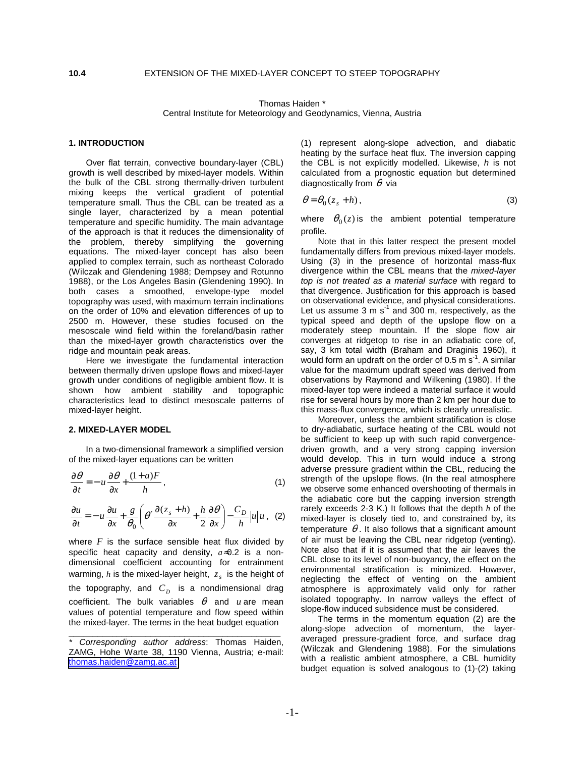**10.4 EXTENSION OF THE MIXED-LAYER CONCEPT TO STEEP TOPOGRAPHY**

Thomas Haiden *
Central Institute for Meteorology and Geodynamics, Vienna, Austria

## 1. INTRODUCTION

Over flat terrain, convective boundary-layer (CBL) growth is well described by mixed-layer models. Within the bulk of the CBL strong thermally-driven turbulent mixing keeps the vertical gradient of potential temperature small. Thus the CBL can be treated as a single layer, characterized by a mean potential temperature and specific humidity. The main advantage of the approach is that it reduces the dimensionality of the problem, thereby simplifying the governing equations. The mixed-layer concept has also been applied to complex terrain, such as northeast Colorado (Wilczak and Glendening 1988; Dempsey and Rotunno 1988), or the Los Angeles Basin (Glendening 1990). In both cases a smoothed, envelope-type model topography was used, with maximum terrain inclinations on the order of 10% and elevation differences of up to 2500 m. However, these studies focused on the mesoscale wind field within the foreland/basin rather than the mixed-layer growth characteristics over the ridge and mountain peak areas.

Here we investigate the fundamental interaction between thermally driven upslope flows and mixed-layer growth under conditions of negligible ambient flow. It is shown how ambient stability and topographic characteristics lead to distinct mesoscale patterns of mixed-layer height.

## 2. MIXED-LAYER MODEL

In a two-dimensional framework a simplified version of the mixed-layer equations can be written

$$\frac{\partial \theta}{\partial t} = -u\frac{\partial \theta}{\partial x} + \frac{(1+a)F}{h}, \tag{1}$$

$$\frac{\partial u}{\partial t} = -u\frac{\partial u}{\partial x} + \frac{g}{\theta_0}\left(\theta' \frac{\partial (z_s + h)}{\partial x} + \frac{h}{2}\frac{\partial \theta}{\partial x}\right) - \frac{C_D}{h}|u|u, \tag{2}$$

where $F$ is the surface sensible heat flux divided by specific heat capacity and density, $a \approx 0.2$ is a non-dimensional coefficient accounting for entrainment warming, $h$ is the mixed-layer height, $z_s$ is the height of the topography, and $C_D$ is a nondimensional drag coefficient. The bulk variables $\theta$ and $u$ are mean values of potential temperature and flow speed within the mixed-layer. The terms in the heat budget equation (1) represent along-slope advection, and diabatic heating by the surface heat flux. The inversion capping the CBL is not explicitly modelled. Likewise, $h$ is not calculated from a prognostic equation but determined diagnostically from $\theta$ via

$$\theta = \theta_0(z_s + h), \tag{3}$$

where $\theta_0(z)$ is the ambient potential temperature profile.

Note that in this latter respect the present model fundamentally differs from previous mixed-layer models. Using (3) in the presence of horizontal mass-flux divergence within the CBL means that the *mixed-layer top is not treated as a material surface* with regard to that divergence. Justification for this approach is based on observational evidence, and physical considerations. Let us assume 3 m s$^{-1}$ and 300 m, respectively, as the typical speed and depth of the upslope flow on a moderately steep mountain. If the slope flow air converges at ridgetop to rise in an adiabatic core of, say, 3 km total width (Braham and Draginis 1960), it would form an updraft on the order of 0.5 m s$^{-1}$. A similar value for the maximum updraft speed was derived from observations by Raymond and Wilkening (1980). If the mixed-layer top were indeed a material surface it would rise for several hours by more than 2 km per hour due to this mass-flux convergence, which is clearly unrealistic.

Moreover, unless the ambient stratification is close to dry-adiabatic, surface heating of the CBL would not be sufficient to keep up with such rapid convergence-driven growth, and a very strong capping inversion would develop. This in turn would induce a strong adverse pressure gradient within the CBL, reducing the strength of the upslope flows. (In the real atmosphere we observe some enhanced overshooting of thermals in the adiabatic core but the capping inversion strength rarely exceeds 2-3 K.) It follows that the depth $h$ of the mixed-layer is closely tied to, and constrained by, its temperature $\theta$. It also follows that a significant amount of air must be leaving the CBL near ridgetop (venting). Note also that if it is assumed that the air leaves the CBL close to its level of non-buoyancy, the effect on the environmental stratification is minimized. However, neglecting the effect of venting on the ambient atmosphere is approximately valid only for rather isolated topography. In narrow valleys the effect of slope-flow induced subsidence must be considered.

The terms in the momentum equation (2) are the along-slope advection of momentum, the layer-averaged pressure-gradient force, and surface drag (Wilczak and Glendening 1988). For the simulations with a realistic ambient atmosphere, a CBL humidity budget equation is solved analogous to (1)-(2) taking

---

* *Corresponding author address*: Thomas Haiden, ZAMG, Hohe Warte 38, 1190 Vienna, Austria; e-mail: thomas.haiden@zamg.ac.at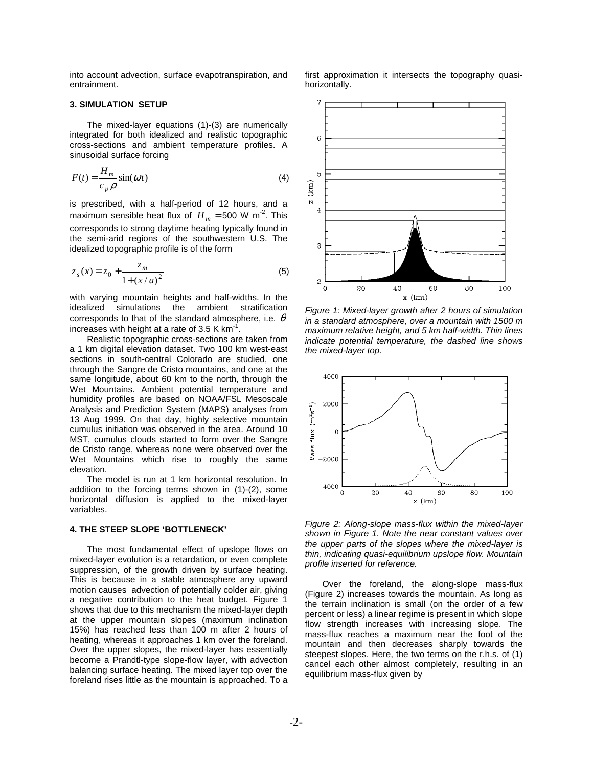into account advection, surface evapotranspiration, and entrainment.

### 3. SIMULATION SETUP

The mixed-layer equations (1)-(3) are numerically integrated for both idealized and realistic topographic cross-sections and ambient temperature profiles. A sinusoidal surface forcing

$$F(t) = \frac{H_m}{c_p \rho} \sin(\omega t) \tag{4}$$

is prescribed, with a half-period of 12 hours, and a maximum sensible heat flux of $H_m = 500$ W m$^{-2}$. This corresponds to strong daytime heating typically found in the semi-arid regions of the southwestern U.S. The idealized topographic profile is of the form

$$z_s(x) = z_0 + \frac{z_m}{1 + (x/a)^2} \tag{5}$$

with varying mountain heights and half-widths. In the idealized simulations the ambient stratification corresponds to that of the standard atmosphere, i.e. $\theta$ increases with height at a rate of 3.5 K km$^{-1}$.

Realistic topographic cross-sections are taken from a 1 km digital elevation dataset. Two 100 km west-east sections in south-central Colorado are studied, one through the Sangre de Cristo mountains, and one at the same longitude, about 60 km to the north, through the Wet Mountains. Ambient potential temperature and humidity profiles are based on NOAA/FSL Mesoscale Analysis and Prediction System (MAPS) analyses from 13 Aug 1999. On that day, highly selective mountain cumulus initiation was observed in the area. Around 10 MST, cumulus clouds started to form over the Sangre de Cristo range, whereas none were observed over the Wet Mountains which rise to roughly the same elevation.

The model is run at 1 km horizontal resolution. In addition to the forcing terms shown in (1)-(2), some horizontal diffusion is applied to the mixed-layer variables.

### 4. THE STEEP SLOPE 'BOTTLENECK'

The most fundamental effect of upslope flows on mixed-layer evolution is a retardation, or even complete suppression, of the growth driven by surface heating. This is because in a stable atmosphere any upward motion causes advection of potentially colder air, giving a negative contribution to the heat budget. Figure 1 shows that due to this mechanism the mixed-layer depth at the upper mountain slopes (maximum inclination 15%) has reached less than 100 m after 2 hours of heating, whereas it approaches 1 km over the foreland. Over the upper slopes, the mixed-layer has essentially become a Prandtl-type slope-flow layer, with advection balancing surface heating. The mixed layer top over the foreland rises little as the mountain is approached. To a first approximation it intersects the topography quasi-horizontally.

*Figure 1: Mixed-layer growth after 2 hours of simulation in a standard atmosphere, over a mountain with 1500 m maximum relative height, and 5 km half-width. Thin lines indicate potential temperature, the dashed line shows the mixed-layer top.*

*Figure 2: Along-slope mass-flux within the mixed-layer shown in Figure 1. Note the near constant values over the upper parts of the slopes where the mixed-layer is thin, indicating quasi-equilibrium upslope flow. Mountain profile inserted for reference.*

Over the foreland, the along-slope mass-flux (Figure 2) increases towards the mountain. As long as the terrain inclination is small (on the order of a few percent or less) a linear regime is present in which slope flow strength increases with increasing slope. The mass-flux reaches a maximum near the foot of the mountain and then decreases sharply towards the steepest slopes. Here, the two terms on the r.h.s. of (1) cancel each other almost completely, resulting in an equilibrium mass-flux given by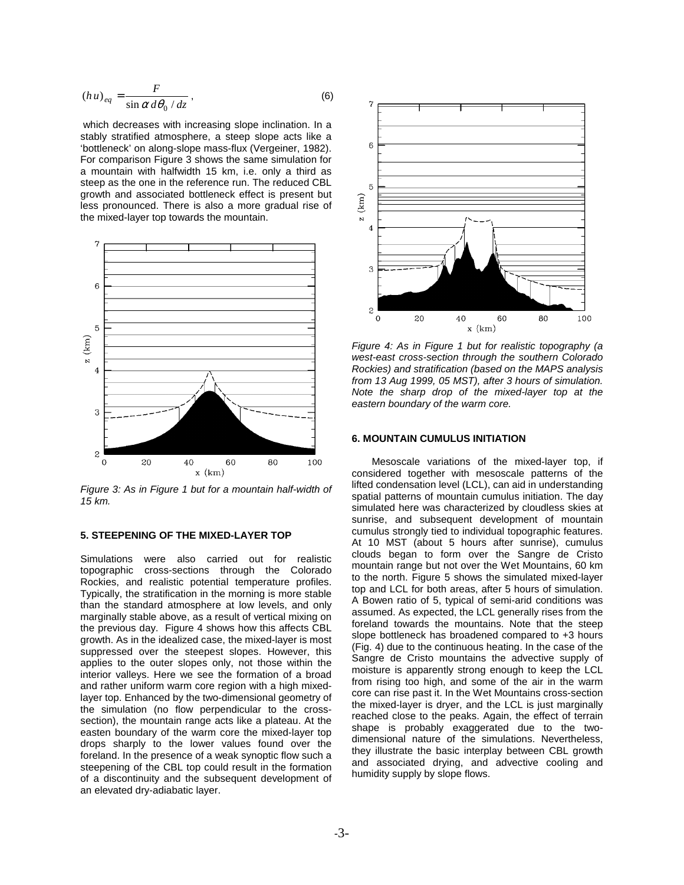$$(hu)_{eq} = \frac{F}{\sin \alpha \, d\theta_0 / dz}, \qquad (6)$$

which decreases with increasing slope inclination. In a stably stratified atmosphere, a steep slope acts like a 'bottleneck' on along-slope mass-flux (Vergeiner, 1982). For comparison Figure 3 shows the same simulation for a mountain with halfwidth 15 km, i.e. only a third as steep as the one in the reference run. The reduced CBL growth and associated bottleneck effect is present but less pronounced. There is also a more gradual rise of the mixed-layer top towards the mountain.

*Figure 3: As in Figure 1 but for a mountain half-width of 15 km.*

## 5. STEEPENING OF THE MIXED-LAYER TOP

Simulations were also carried out for realistic topographic cross-sections through the Colorado Rockies, and realistic potential temperature profiles. Typically, the stratification in the morning is more stable than the standard atmosphere at low levels, and only marginally stable above, as a result of vertical mixing on the previous day. Figure 4 shows how this affects CBL growth. As in the idealized case, the mixed-layer is most suppressed over the steepest slopes. However, this applies to the outer slopes only, not those within the interior valleys. Here we see the formation of a broad and rather uniform warm core region with a high mixed-layer top. Enhanced by the two-dimensional geometry of the simulation (no flow perpendicular to the cross-section), the mountain range acts like a plateau. At the easten boundary of the warm core the mixed-layer top drops sharply to the lower values found over the foreland. In the presence of a weak synoptic flow such a steepening of the CBL top could result in the formation of a discontinuity and the subsequent development of an elevated dry-adiabatic layer.

*Figure 4: As in Figure 1 but for realistic topography (a west-east cross-section through the southern Colorado Rockies) and stratification (based on the MAPS analysis from 13 Aug 1999, 05 MST), after 3 hours of simulation. Note the sharp drop of the mixed-layer top at the eastern boundary of the warm core.*

## 6. MOUNTAIN CUMULUS INITIATION

Mesoscale variations of the mixed-layer top, if considered together with mesoscale patterns of the lifted condensation level (LCL), can aid in understanding spatial patterns of mountain cumulus initiation. The day simulated here was characterized by cloudless skies at sunrise, and subsequent development of mountain cumulus strongly tied to individual topographic features. At 10 MST (about 5 hours after sunrise), cumulus clouds began to form over the Sangre de Cristo mountain range but not over the Wet Mountains, 60 km to the north. Figure 5 shows the simulated mixed-layer top and LCL for both areas, after 5 hours of simulation. A Bowen ratio of 5, typical of semi-arid conditions was assumed. As expected, the LCL generally rises from the foreland towards the mountains. Note that the steep slope bottleneck has broadened compared to +3 hours (Fig. 4) due to the continuous heating. In the case of the Sangre de Cristo mountains the advective supply of moisture is apparently strong enough to keep the LCL from rising too high, and some of the air in the warm core can rise past it. In the Wet Mountains cross-section the mixed-layer is dryer, and the LCL is just marginally reached close to the peaks. Again, the effect of terrain shape is probably exaggerated due to the two-dimensional nature of the simulations. Nevertheless, they illustrate the basic interplay between CBL growth and associated drying, and advective cooling and humidity supply by slope flows.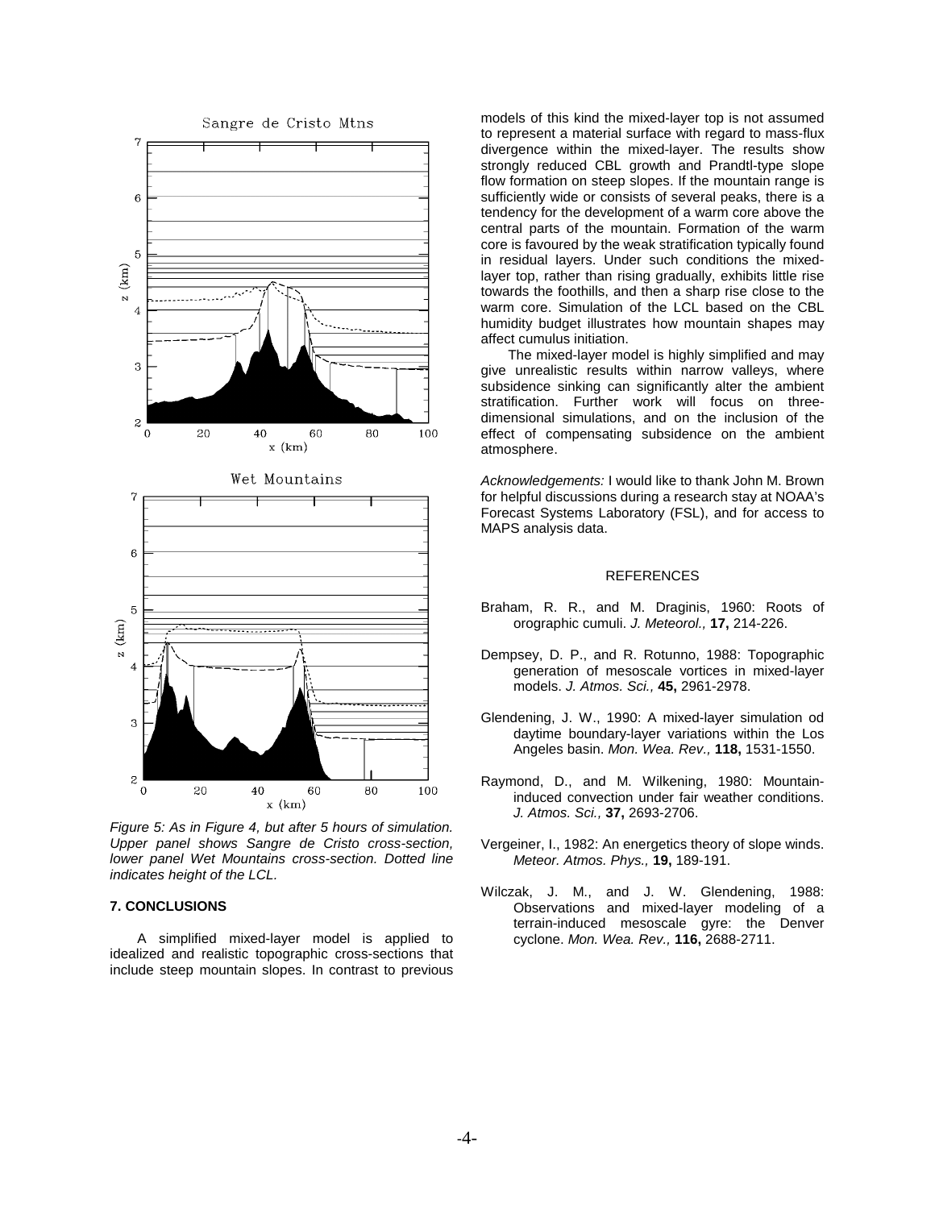Sangre de Cristo Mtns

z (km)

x (km)

Wet Mountains

z (km)

x (km)

*Figure 5: As in Figure 4, but after 5 hours of simulation. Upper panel shows Sangre de Cristo cross-section, lower panel Wet Mountains cross-section. Dotted line indicates height of the LCL.*

### 7. CONCLUSIONS

A simplified mixed-layer model is applied to idealized and realistic topographic cross-sections that include steep mountain slopes. In contrast to previous models of this kind the mixed-layer top is not assumed to represent a material surface with regard to mass-flux divergence within the mixed-layer. The results show strongly reduced CBL growth and Prandtl-type slope flow formation on steep slopes. If the mountain range is sufficiently wide or consists of several peaks, there is a tendency for the development of a warm core above the central parts of the mountain. Formation of the warm core is favoured by the weak stratification typically found in residual layers. Under such conditions the mixed-layer top, rather than rising gradually, exhibits little rise towards the foothills, and then a sharp rise close to the warm core. Simulation of the LCL based on the CBL humidity budget illustrates how mountain shapes may affect cumulus initiation.

The mixed-layer model is highly simplified and may give unrealistic results within narrow valleys, where subsidence sinking can significantly alter the ambient stratification. Further work will focus on three-dimensional simulations, and on the inclusion of the effect of compensating subsidence on the ambient atmosphere.

*Acknowledgements:* I would like to thank John M. Brown for helpful discussions during a research stay at NOAA's Forecast Systems Laboratory (FSL), and for access to MAPS analysis data.

### REFERENCES

Braham, R. R., and M. Draginis, 1960: Roots of orographic cumuli. *J. Meteorol.,* **17,** 214-226.

Dempsey, D. P., and R. Rotunno, 1988: Topographic generation of mesoscale vortices in mixed-layer models. *J. Atmos. Sci.,* **45,** 2961-2978.

Glendening, J. W., 1990: A mixed-layer simulation od daytime boundary-layer variations within the Los Angeles basin. *Mon. Wea. Rev.,* **118,** 1531-1550.

Raymond, D., and M. Wilkening, 1980: Mountain-induced convection under fair weather conditions. *J. Atmos. Sci.,* **37,** 2693-2706.

Vergeiner, I., 1982: An energetics theory of slope winds. *Meteor. Atmos. Phys.,* **19,** 189-191.

Wilczak, J. M., and J. W. Glendening, 1988: Observations and mixed-layer modeling of a terrain-induced mesoscale gyre: the Denver cyclone. *Mon. Wea. Rev.,* **116,** 2688-2711.